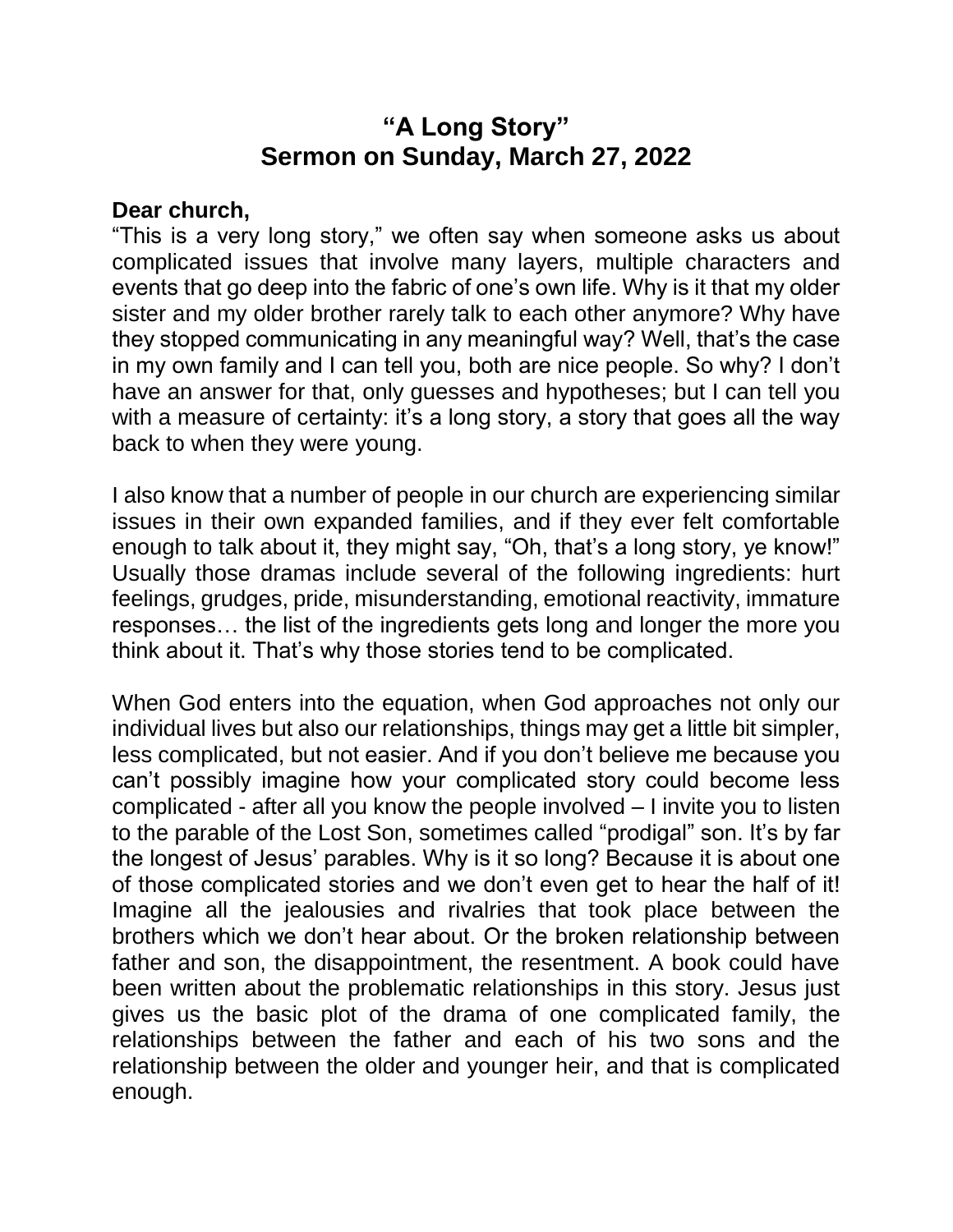# "A Long Story"
# Sermon on Sunday, March 27, 2022

**Dear church,**

"This is a very long story," we often say when someone asks us about complicated issues that involve many layers, multiple characters and events that go deep into the fabric of one's own life. Why is it that my older sister and my older brother rarely talk to each other anymore? Why have they stopped communicating in any meaningful way? Well, that's the case in my own family and I can tell you, both are nice people. So why? I don't have an answer for that, only guesses and hypotheses; but I can tell you with a measure of certainty: it's a long story, a story that goes all the way back to when they were young.

I also know that a number of people in our church are experiencing similar issues in their own expanded families, and if they ever felt comfortable enough to talk about it, they might say, "Oh, that's a long story, ye know!" Usually those dramas include several of the following ingredients: hurt feelings, grudges, pride, misunderstanding, emotional reactivity, immature responses… the list of the ingredients gets long and longer the more you think about it. That's why those stories tend to be complicated.

When God enters into the equation, when God approaches not only our individual lives but also our relationships, things may get a little bit simpler, less complicated, but not easier. And if you don't believe me because you can't possibly imagine how your complicated story could become less complicated - after all you know the people involved – I invite you to listen to the parable of the Lost Son, sometimes called "prodigal" son. It's by far the longest of Jesus' parables. Why is it so long? Because it is about one of those complicated stories and we don't even get to hear the half of it! Imagine all the jealousies and rivalries that took place between the brothers which we don't hear about. Or the broken relationship between father and son, the disappointment, the resentment. A book could have been written about the problematic relationships in this story. Jesus just gives us the basic plot of the drama of one complicated family, the relationships between the father and each of his two sons and the relationship between the older and younger heir, and that is complicated enough.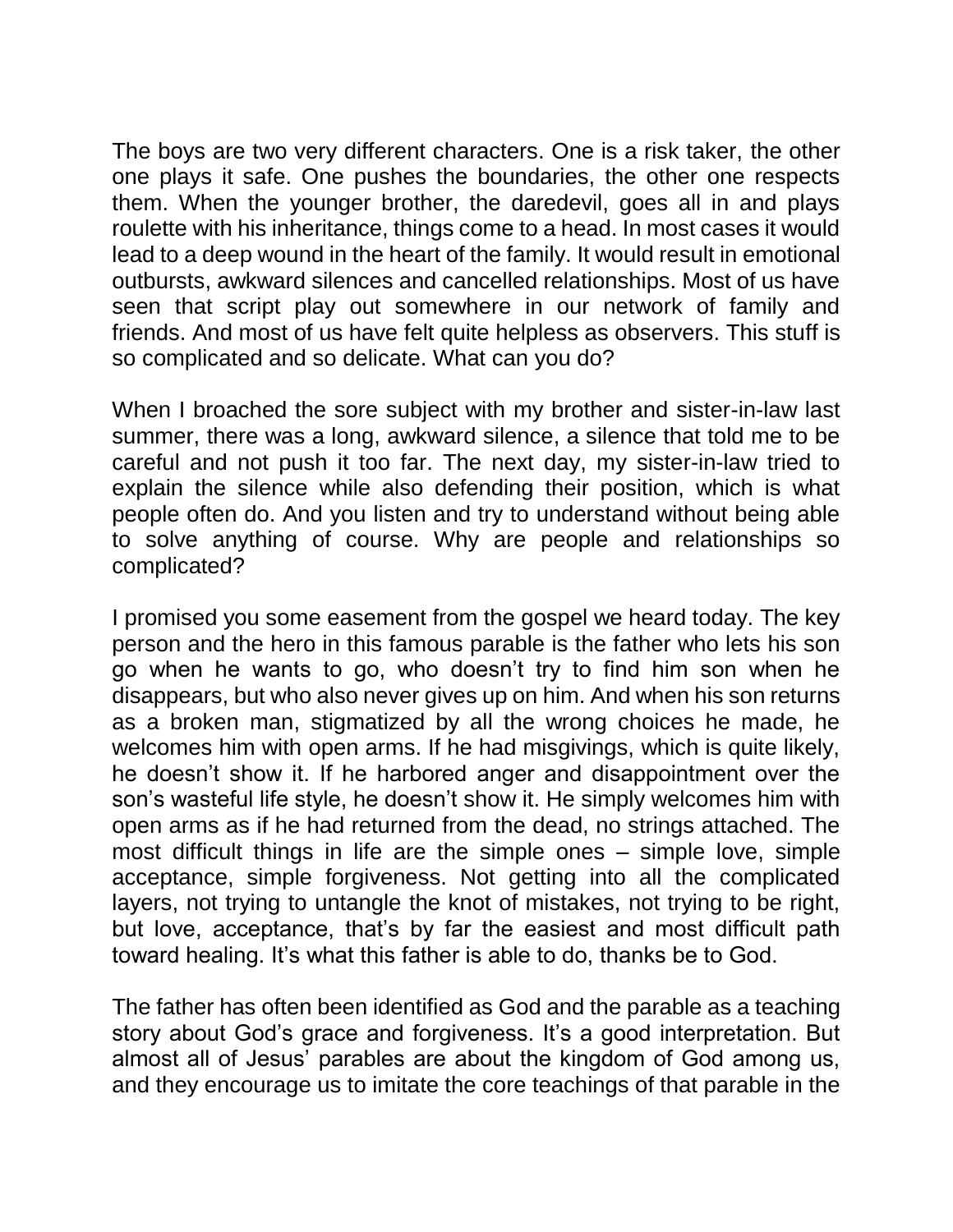The boys are two very different characters. One is a risk taker, the other one plays it safe. One pushes the boundaries, the other one respects them. When the younger brother, the daredevil, goes all in and plays roulette with his inheritance, things come to a head. In most cases it would lead to a deep wound in the heart of the family. It would result in emotional outbursts, awkward silences and cancelled relationships. Most of us have seen that script play out somewhere in our network of family and friends. And most of us have felt quite helpless as observers. This stuff is so complicated and so delicate. What can you do?

When I broached the sore subject with my brother and sister-in-law last summer, there was a long, awkward silence, a silence that told me to be careful and not push it too far. The next day, my sister-in-law tried to explain the silence while also defending their position, which is what people often do. And you listen and try to understand without being able to solve anything of course. Why are people and relationships so complicated?

I promised you some easement from the gospel we heard today. The key person and the hero in this famous parable is the father who lets his son go when he wants to go, who doesn't try to find him son when he disappears, but who also never gives up on him. And when his son returns as a broken man, stigmatized by all the wrong choices he made, he welcomes him with open arms. If he had misgivings, which is quite likely, he doesn't show it. If he harbored anger and disappointment over the son's wasteful life style, he doesn't show it. He simply welcomes him with open arms as if he had returned from the dead, no strings attached. The most difficult things in life are the simple ones – simple love, simple acceptance, simple forgiveness. Not getting into all the complicated layers, not trying to untangle the knot of mistakes, not trying to be right, but love, acceptance, that's by far the easiest and most difficult path toward healing. It's what this father is able to do, thanks be to God.

The father has often been identified as God and the parable as a teaching story about God's grace and forgiveness. It's a good interpretation. But almost all of Jesus' parables are about the kingdom of God among us, and they encourage us to imitate the core teachings of that parable in the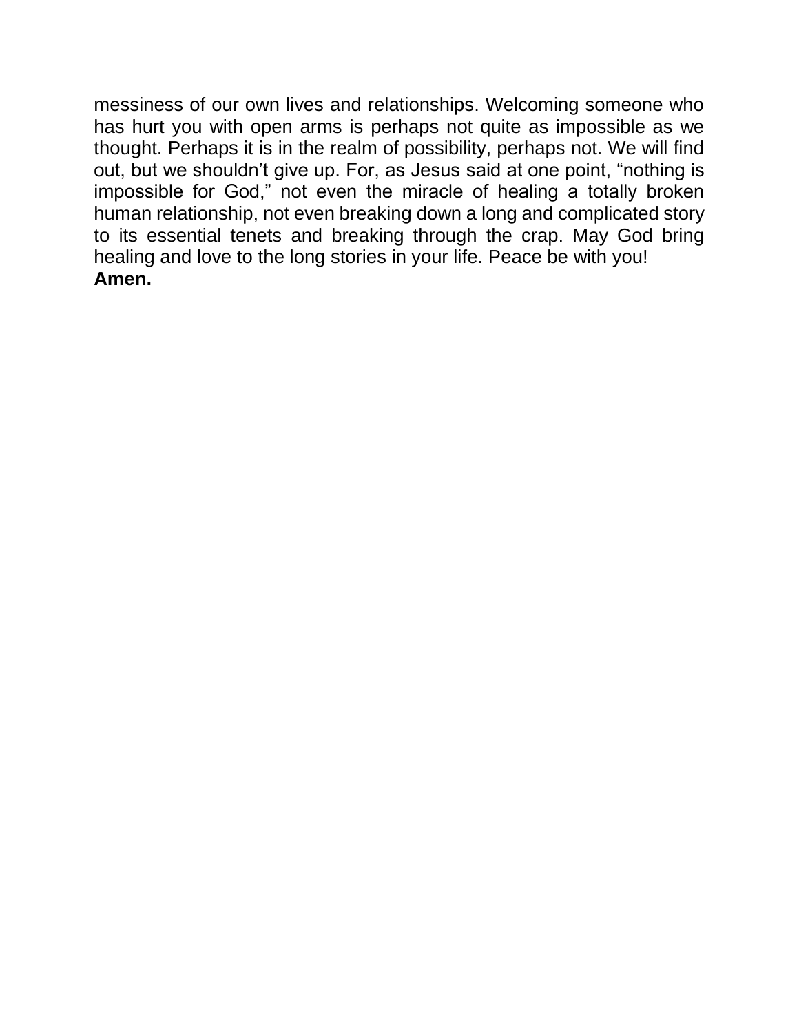messiness of our own lives and relationships. Welcoming someone who has hurt you with open arms is perhaps not quite as impossible as we thought. Perhaps it is in the realm of possibility, perhaps not. We will find out, but we shouldn't give up. For, as Jesus said at one point, "nothing is impossible for God," not even the miracle of healing a totally broken human relationship, not even breaking down a long and complicated story to its essential tenets and breaking through the crap. May God bring healing and love to the long stories in your life. Peace be with you!
**Amen.**